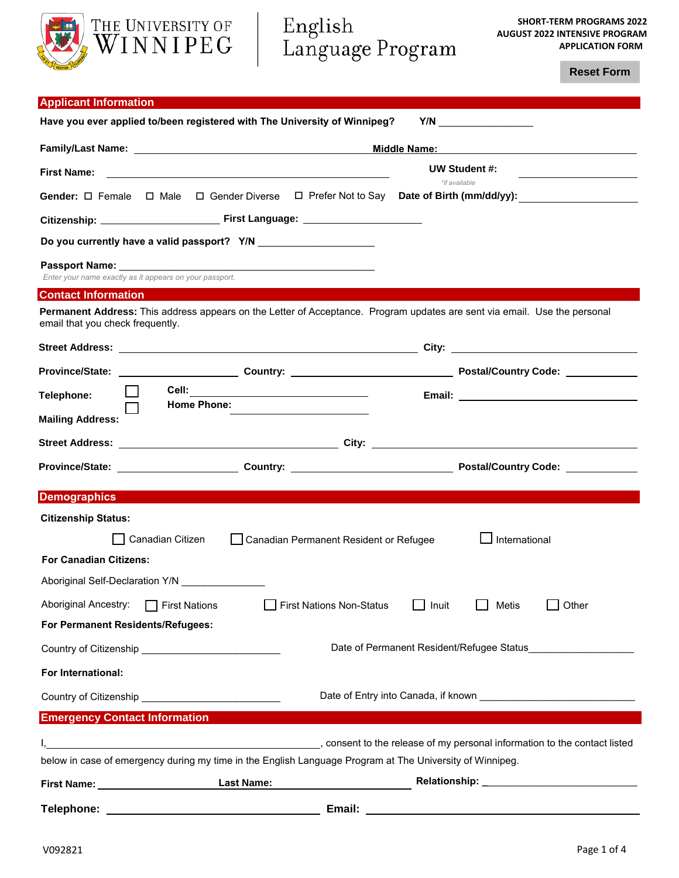THE UNIVERSITY OF WINNIPEG | English Language Program

**SHORT-TERM PROGRAMS 2022**
**AUGUST 2022 INTENSIVE PROGRAM**
**APPLICATION FORM**

Reset Form

## Applicant Information

**Have you ever applied to/been registered with The University of Winnipeg? Y/N** ________________

**Family/Last Name:** ______________________ **Middle Name:** ______________________

**First Name:** ______________________ **UW Student #:** ______________________
*\*if available*

**Gender:** ☐ Female ☐ Male ☐ Gender Diverse ☐ Prefer Not to Say **Date of Birth (mm/dd/yy):** ______________

**Citizenship:** ______________ **First Language:** ______________

**Do you currently have a valid passport? Y/N** ______________

**Passport Name:** ______________________
*Enter your name exactly as it appears on your passport.*

## Contact Information

**Permanent Address:** This address appears on the Letter of Acceptance. Program updates are sent via email. Use the personal email that you check frequently.

**Street Address:** ______________________ **City:** ______________

**Province/State:** ______________ **Country:** ______________ **Postal/Country Code:** ______________

**Telephone:** ☐ **Cell:** ______________ ☐ **Home Phone:** ______________ **Email:** ______________

**Mailing Address:**

**Street Address:** ______________________ **City:** ______________

**Province/State:** ______________ **Country:** ______________ **Postal/Country Code:** ______________

## Demographics

**Citizenship Status:**

☐ Canadian Citizen ☐ Canadian Permanent Resident or Refugee ☐ International

**For Canadian Citizens:**

Aboriginal Self-Declaration Y/N ______________

Aboriginal Ancestry: ☐ First Nations ☐ First Nations Non-Status ☐ Inuit ☐ Metis ☐ Other

**For Permanent Residents/Refugees:**

Country of Citizenship ______________ Date of Permanent Resident/Refugee Status ______________

**For International:**

Country of Citizenship ______________ Date of Entry into Canada, if known ______________

## Emergency Contact Information

I, ______________________, consent to the release of my personal information to the contact listed below in case of emergency during my time in the English Language Program at The University of Winnipeg.

**First Name:** ______________ **Last Name:** ______________ **Relationship:** ______________

**Telephone:** ______________ **Email:** ______________

V092821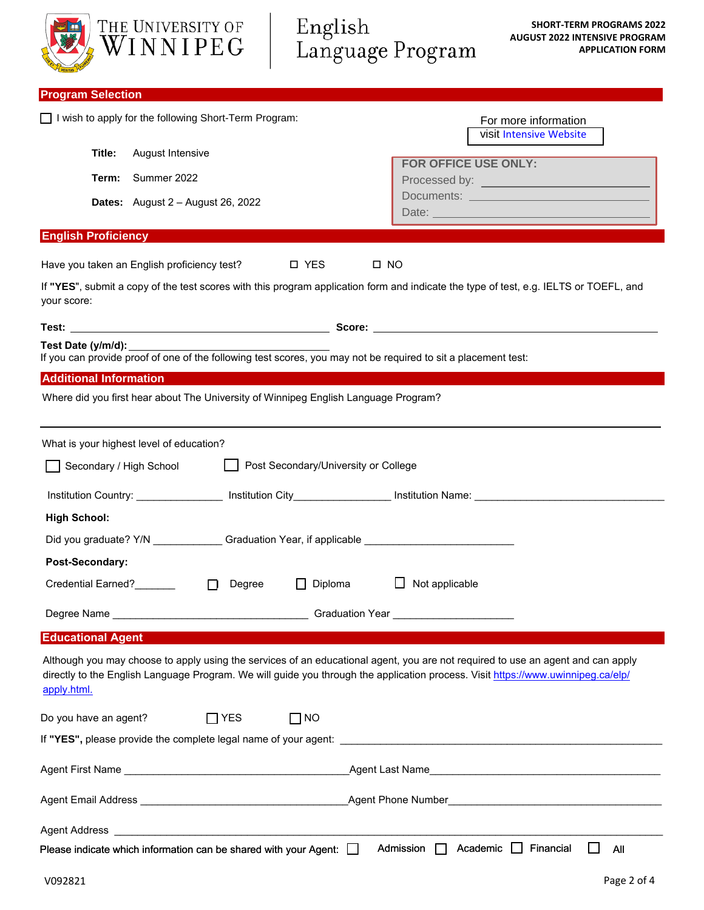THE UNIVERSITY OF WINNIPEG | English Language Program

**SHORT-TERM PROGRAMS 2022**
**AUGUST 2022 INTENSIVE PROGRAM**
**APPLICATION FORM**

## Program Selection

☐ I wish to apply for the following Short-Term Program:

For more information
visit Intensive Website

**Title:** August Intensive

**Term:** Summer 2022

**Dates:** August 2 – August 26, 2022

**FOR OFFICE USE ONLY:**
Processed by: ____________________
Documents: ____________________
Date: ____________________

## English Proficiency

Have you taken an English proficiency test? ☐ YES ☐ NO

If **"YES"**, submit a copy of the test scores with this program application form and indicate the type of test, e.g. IELTS or TOEFL, and your score:

**Test:** ______________________________ **Score:** ______________________________

**Test Date (y/m/d):** ______________________________
If you can provide proof of one of the following test scores, you may not be required to sit a placement test:

## Additional Information

Where did you first hear about The University of Winnipeg English Language Program?

______________________________________________________________

What is your highest level of education?

☐ Secondary / High School ☐ Post Secondary/University or College

Institution Country: ______________ Institution City________________ Institution Name: ______________________________

**High School:**

Did you graduate? Y/N ____________ Graduation Year, if applicable ________________________

**Post-Secondary:**

Credential Earned?_______ ☐ Degree ☐ Diploma ☐ Not applicable

Degree Name ________________________________ Graduation Year ____________________

## Educational Agent

Although you may choose to apply using the services of an educational agent, you are not required to use an agent and can apply directly to the English Language Program. We will guide you through the application process. Visit https://www.uwinnipeg.ca/elp/apply.html.

Do you have an agent? ☐ YES ☐ NO

If **"YES",** please provide the complete legal name of your agent: ______________________________

Agent First Name ______________________________ Agent Last Name______________________________

Agent Email Address ______________________________ Agent Phone Number______________________________

Agent Address ______________________________________________________________

Please indicate which information can be shared with your Agent: ☐ Admission ☐ Academic ☐ Financial ☐ All

V092821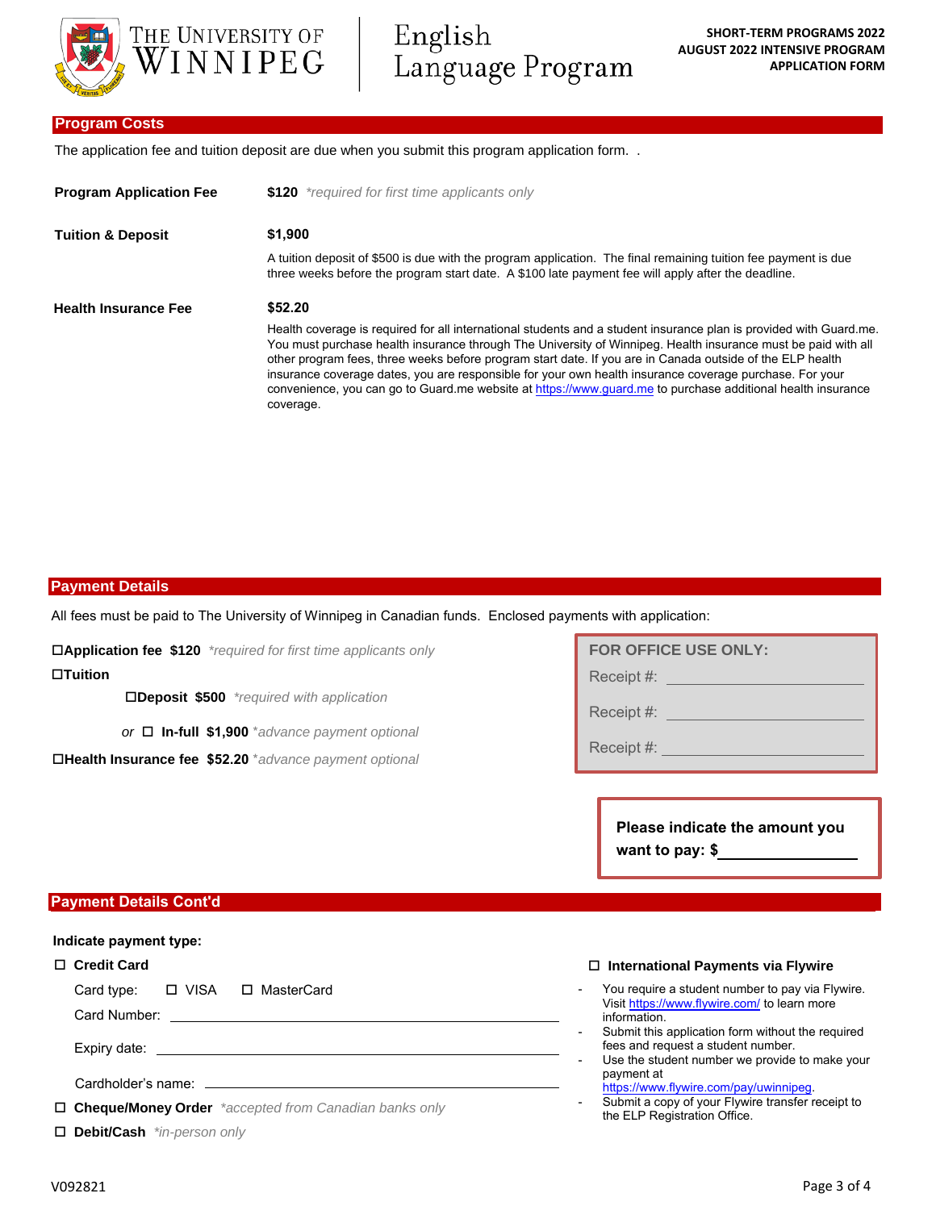# Program Costs

The application fee and tuition deposit are due when you submit this program application form.  .

**Program Application Fee** **$120** *\*required for first time applicants only*

**Tuition & Deposit** **$1,900**

A tuition deposit of $500 is due with the program application. The final remaining tuition fee payment is due three weeks before the program start date. A $100 late payment fee will apply after the deadline.

**Health Insurance Fee** **$52.20**

Health coverage is required for all international students and a student insurance plan is provided with Guard.me. You must purchase health insurance through The University of Winnipeg. Health insurance must be paid with all other program fees, three weeks before program start date. If you are in Canada outside of the ELP health insurance coverage dates, you are responsible for your own health insurance coverage purchase. For your convenience, you can go to Guard.me website at https://www.guard.me to purchase additional health insurance coverage.

# Payment Details

All fees must be paid to The University of Winnipeg in Canadian funds. Enclosed payments with application:

☐**Application fee $120** *\*required for first time applicants only*

☐**Tuition**

- ☐**Deposit $500** *\*required with application*
- *or* ☐ **In-full $1,900** *\*advance payment optional*

☐**Health Insurance fee $52.20** *\*advance payment optional*

**FOR OFFICE USE ONLY:**

Receipt #: ____________________

Receipt #: ____________________

Receipt #: ____________________

**Please indicate the amount you want to pay: $**____________

# Payment Details Cont'd

**Indicate payment type:**

☐ **Credit Card**

Card type: ☐ VISA ☐ MasterCard

Card Number: ______________________________

Expiry date: ______________________________

Cardholder's name: ______________________________

☐ **Cheque/Money Order** *\*accepted from Canadian banks only*

☐ **Debit/Cash** *\*in-person only*

☐ **International Payments via Flywire**

- You require a student number to pay via Flywire. Visit https://www.flywire.com/ to learn more information.
- Submit this application form without the required fees and request a student number.
- Use the student number we provide to make your payment at https://www.flywire.com/pay/uwinnipeg.
- Submit a copy of your Flywire transfer receipt to the ELP Registration Office.

V092821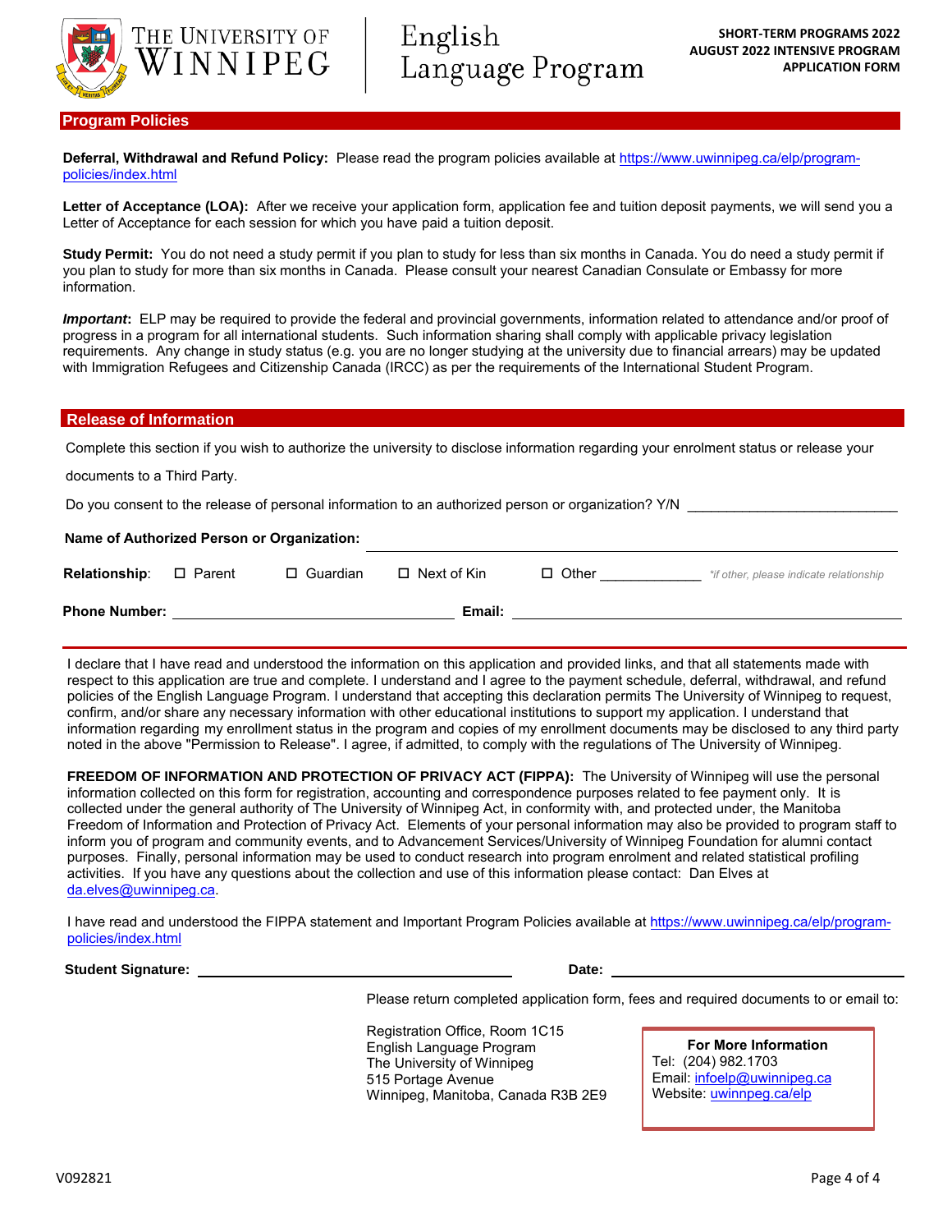THE UNIVERSITY OF WINNIPEG | English Language Program

**SHORT-TERM PROGRAMS 2022**
**AUGUST 2022 INTENSIVE PROGRAM**
**APPLICATION FORM**

## Program Policies

**Deferral, Withdrawal and Refund Policy:** Please read the program policies available at https://www.uwinnipeg.ca/elp/program-policies/index.html

**Letter of Acceptance (LOA):** After we receive your application form, application fee and tuition deposit payments, we will send you a Letter of Acceptance for each session for which you have paid a tuition deposit.

**Study Permit:** You do not need a study permit if you plan to study for less than six months in Canada. You do need a study permit if you plan to study for more than six months in Canada. Please consult your nearest Canadian Consulate or Embassy for more information.

***Important*:** ELP may be required to provide the federal and provincial governments, information related to attendance and/or proof of progress in a program for all international students. Such information sharing shall comply with applicable privacy legislation requirements. Any change in study status (e.g. you are no longer studying at the university due to financial arrears) may be updated with Immigration Refugees and Citizenship Canada (IRCC) as per the requirements of the International Student Program.

## Release of Information

Complete this section if you wish to authorize the university to disclose information regarding your enrolment status or release your documents to a Third Party.

Do you consent to the release of personal information to an authorized person or organization? Y/N ___________________________

**Name of Authorized Person or Organization:** ___________________________

**Relationship**: ☐ Parent ☐ Guardian ☐ Next of Kin ☐ Other _____________ *\*if other, please indicate relationship*

**Phone Number:** ___________________________ **Email:** ___________________________

I declare that I have read and understood the information on this application and provided links, and that all statements made with respect to this application are true and complete. I understand and I agree to the payment schedule, deferral, withdrawal, and refund policies of the English Language Program. I understand that accepting this declaration permits The University of Winnipeg to request, confirm, and/or share any necessary information with other educational institutions to support my application. I understand that information regarding my enrollment status in the program and copies of my enrollment documents may be disclosed to any third party noted in the above "Permission to Release". I agree, if admitted, to comply with the regulations of The University of Winnipeg.

**FREEDOM OF INFORMATION AND PROTECTION OF PRIVACY ACT (FIPPA):** The University of Winnipeg will use the personal information collected on this form for registration, accounting and correspondence purposes related to fee payment only. It is collected under the general authority of The University of Winnipeg Act, in conformity with, and protected under, the Manitoba Freedom of Information and Protection of Privacy Act. Elements of your personal information may also be provided to program staff to inform you of program and community events, and to Advancement Services/University of Winnipeg Foundation for alumni contact purposes. Finally, personal information may be used to conduct research into program enrolment and related statistical profiling activities. If you have any questions about the collection and use of this information please contact: Dan Elves at da.elves@uwinnipeg.ca.

I have read and understood the FIPPA statement and Important Program Policies available at https://www.uwinnipeg.ca/elp/program-policies/index.html

**Student Signature:** ___________________________ **Date:** ___________________________

Please return completed application form, fees and required documents to or email to:

Registration Office, Room 1C15
English Language Program
The University of Winnipeg
515 Portage Avenue
Winnipeg, Manitoba, Canada R3B 2E9

**For More Information**
Tel: (204) 982.1703
Email: infoelp@uwinnipeg.ca
Website: uwinnpeg.ca/elp

V092821